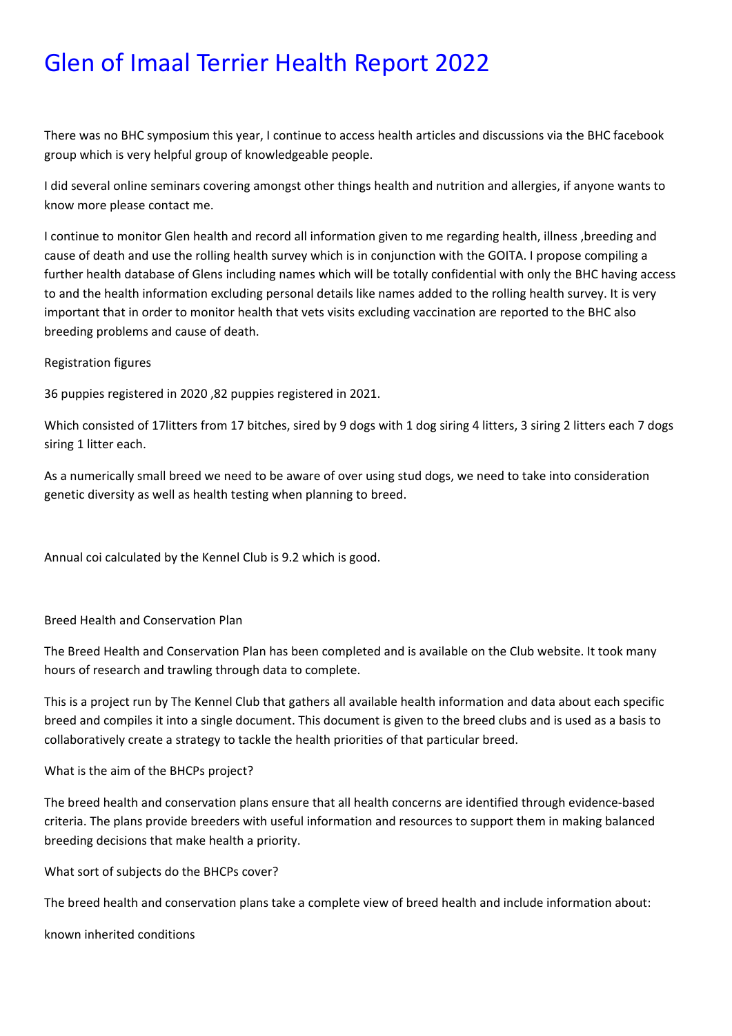# Glen of Imaal Terrier Health Report 2022

There was no BHC symposium this year, I continue to access health articles and discussions via the BHC facebook group which is very helpful group of knowledgeable people.

I did several online seminars covering amongst other things health and nutrition and allergies, if anyone wants to know more please contact me.

I continue to monitor Glen health and record all information given to me regarding health, illness ,breeding and cause of death and use the rolling health survey which is in conjunction with the GOITA. I propose compiling a further health database of Glens including names which will be totally confidential with only the BHC having access to and the health information excluding personal details like names added to the rolling health survey. It is very important that in order to monitor health that vets visits excluding vaccination are reported to the BHC also breeding problems and cause of death.

Registration figures

36 puppies registered in 2020 ,82 puppies registered in 2021.

Which consisted of 17litters from 17 bitches, sired by 9 dogs with 1 dog siring 4 litters, 3 siring 2 litters each 7 dogs siring 1 litter each.

As a numerically small breed we need to be aware of over using stud dogs, we need to take into consideration genetic diversity as well as health testing when planning to breed.

Annual coi calculated by the Kennel Club is 9.2 which is good.

Breed Health and Conservation Plan

The Breed Health and Conservation Plan has been completed and is available on the Club website. It took many hours of research and trawling through data to complete.

This is a project run by The Kennel Club that gathers all available health information and data about each specific breed and compiles it into a single document. This document is given to the breed clubs and is used as a basis to collaboratively create a strategy to tackle the health priorities of that particular breed.

What is the aim of the BHCPs project?

The breed health and conservation plans ensure that all health concerns are identified through evidence-based criteria. The plans provide breeders with useful information and resources to support them in making balanced breeding decisions that make health a priority.

What sort of subjects do the BHCPs cover?

The breed health and conservation plans take a complete view of breed health and include information about:

known inherited conditions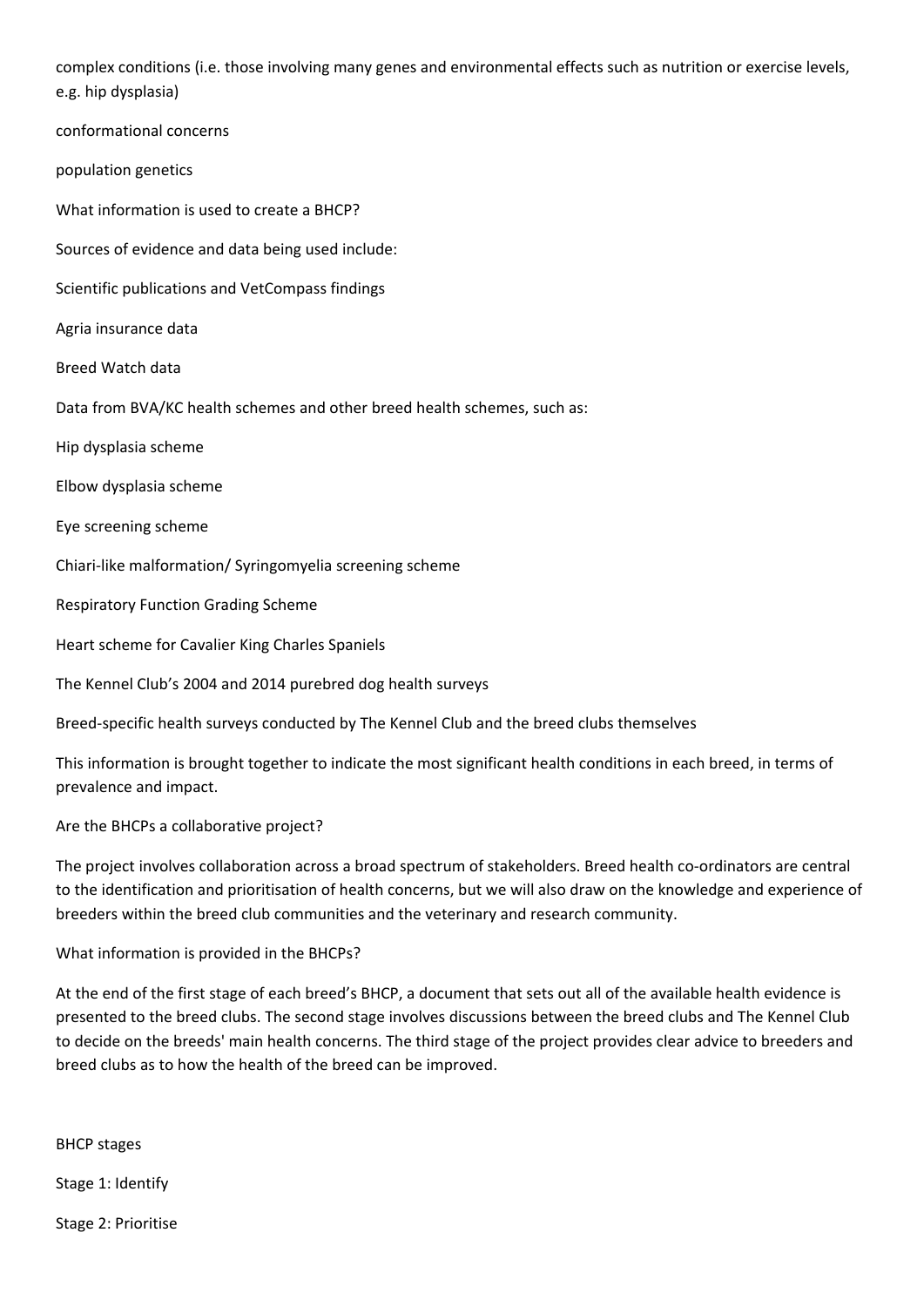complex conditions (i.e. those involving many genes and environmental effects such as nutrition or exercise levels, e.g. hip dysplasia)

conformational concerns

population genetics

## What information is used to create a BHCP?

Sources of evidence and data being used include:

- Scientific publications and VetCompass findings
- Agria insurance data
- Breed Watch data
- Data from BVA/KC health schemes and other breed health schemes, such as:
  - Hip dysplasia scheme
  - Elbow dysplasia scheme
  - Eye screening scheme
  - Chiari-like malformation/ Syringomyelia screening scheme
  - Respiratory Function Grading Scheme
  - Heart scheme for Cavalier King Charles Spaniels
- The Kennel Club's 2004 and 2014 purebred dog health surveys
- Breed-specific health surveys conducted by The Kennel Club and the breed clubs themselves

This information is brought together to indicate the most significant health conditions in each breed, in terms of prevalence and impact.

## Are the BHCPs a collaborative project?

The project involves collaboration across a broad spectrum of stakeholders. Breed health co-ordinators are central to the identification and prioritisation of health concerns, but we will also draw on the knowledge and experience of breeders within the breed club communities and the veterinary and research community.

## What information is provided in the BHCPs?

At the end of the first stage of each breed's BHCP, a document that sets out all of the available health evidence is presented to the breed clubs. The second stage involves discussions between the breed clubs and The Kennel Club to decide on the breeds' main health concerns. The third stage of the project provides clear advice to breeders and breed clubs as to how the health of the breed can be improved.

## BHCP stages

Stage 1: Identify

Stage 2: Prioritise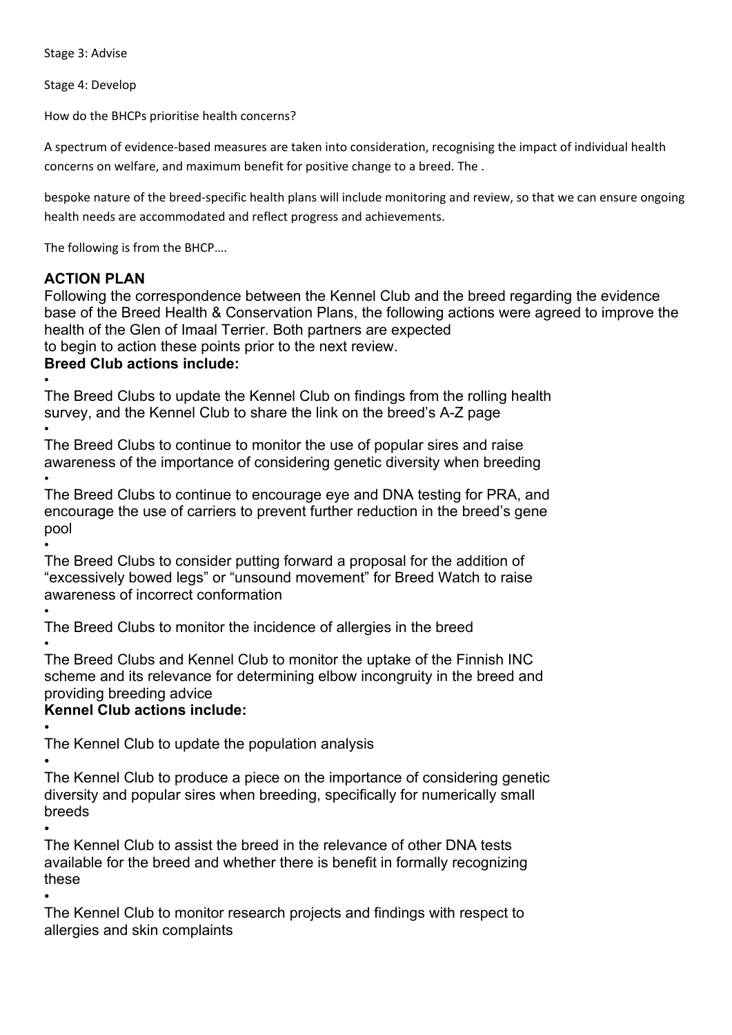Stage 3: Advise

Stage 4: Develop

How do the BHCPs prioritise health concerns?

A spectrum of evidence-based measures are taken into consideration, recognising the impact of individual health concerns on welfare, and maximum benefit for positive change to a breed. The .

bespoke nature of the breed-specific health plans will include monitoring and review, so that we can ensure ongoing health needs are accommodated and reflect progress and achievements.

The following is from the BHCP….

### ACTION PLAN

Following the correspondence between the Kennel Club and the breed regarding the evidence base of the Breed Health & Conservation Plans, the following actions were agreed to improve the health of the Glen of Imaal Terrier. Both partners are expected to begin to action these points prior to the next review.

**Breed Club actions include:**

- The Breed Clubs to update the Kennel Club on findings from the rolling health survey, and the Kennel Club to share the link on the breed's A-Z page
- The Breed Clubs to continue to monitor the use of popular sires and raise awareness of the importance of considering genetic diversity when breeding
- The Breed Clubs to continue to encourage eye and DNA testing for PRA, and encourage the use of carriers to prevent further reduction in the breed's gene pool
- The Breed Clubs to consider putting forward a proposal for the addition of "excessively bowed legs" or "unsound movement" for Breed Watch to raise awareness of incorrect conformation
- The Breed Clubs to monitor the incidence of allergies in the breed
- The Breed Clubs and Kennel Club to monitor the uptake of the Finnish INC scheme and its relevance for determining elbow incongruity in the breed and providing breeding advice

**Kennel Club actions include:**

- The Kennel Club to update the population analysis
- The Kennel Club to produce a piece on the importance of considering genetic diversity and popular sires when breeding, specifically for numerically small breeds
- The Kennel Club to assist the breed in the relevance of other DNA tests available for the breed and whether there is benefit in formally recognizing these
- The Kennel Club to monitor research projects and findings with respect to allergies and skin complaints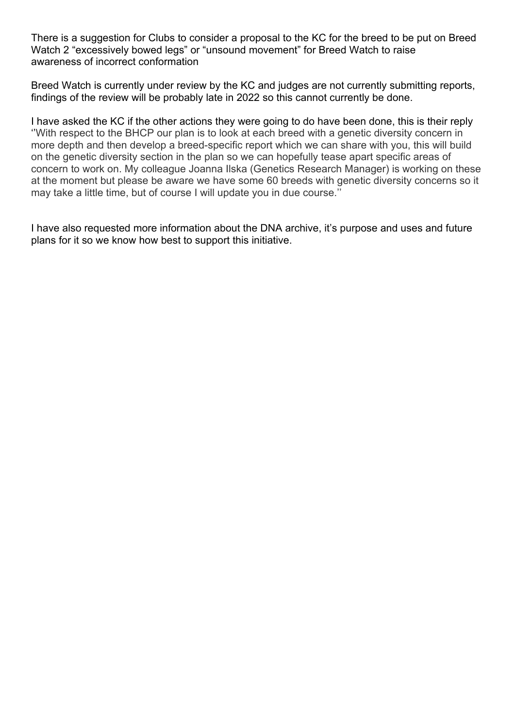There is a suggestion for Clubs to consider a proposal to the KC for the breed to be put on Breed Watch 2 "excessively bowed legs" or "unsound movement" for Breed Watch to raise awareness of incorrect conformation

Breed Watch is currently under review by the KC and judges are not currently submitting reports, findings of the review will be probably late in 2022 so this cannot currently be done.

I have asked the KC if the other actions they were going to do have been done, this is their reply
''With respect to the BHCP our plan is to look at each breed with a genetic diversity concern in more depth and then develop a breed-specific report which we can share with you, this will build on the genetic diversity section in the plan so we can hopefully tease apart specific areas of concern to work on. My colleague Joanna Ilska (Genetics Research Manager) is working on these at the moment but please be aware we have some 60 breeds with genetic diversity concerns so it may take a little time, but of course I will update you in due course.''

I have also requested more information about the DNA archive, it's purpose and uses and future plans for it so we know how best to support this initiative.